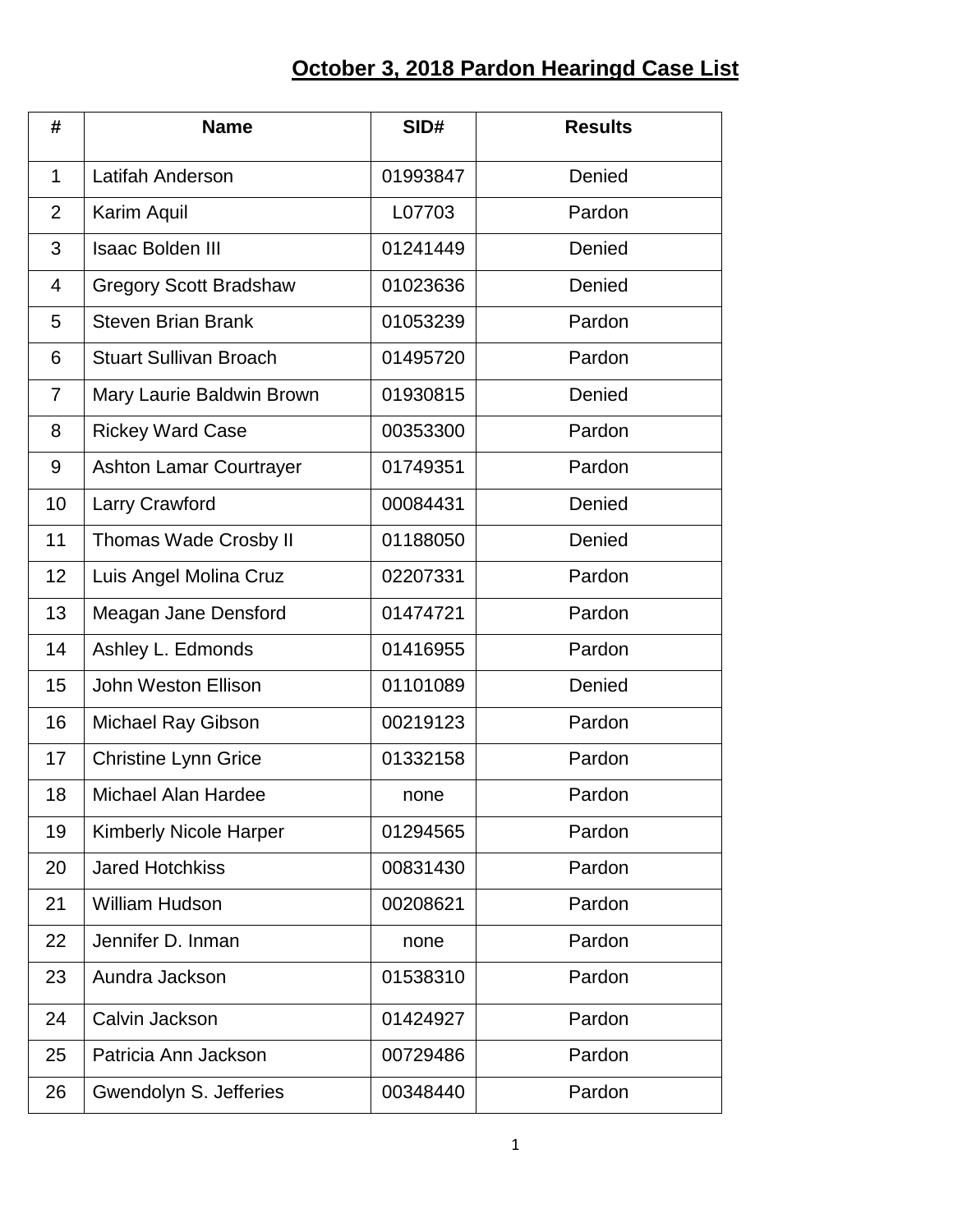# October 3, 2018 Pardon Hearingd Case List

| # | Name | SID# | Results |
|---|---|---|---|
| 1 | Latifah Anderson | 01993847 | Denied |
| 2 | Karim Aquil | L07703 | Pardon |
| 3 | Isaac Bolden III | 01241449 | Denied |
| 4 | Gregory Scott Bradshaw | 01023636 | Denied |
| 5 | Steven Brian Brank | 01053239 | Pardon |
| 6 | Stuart Sullivan Broach | 01495720 | Pardon |
| 7 | Mary Laurie Baldwin Brown | 01930815 | Denied |
| 8 | Rickey Ward Case | 00353300 | Pardon |
| 9 | Ashton Lamar Courtrayer | 01749351 | Pardon |
| 10 | Larry Crawford | 00084431 | Denied |
| 11 | Thomas Wade Crosby II | 01188050 | Denied |
| 12 | Luis Angel Molina Cruz | 02207331 | Pardon |
| 13 | Meagan Jane Densford | 01474721 | Pardon |
| 14 | Ashley L. Edmonds | 01416955 | Pardon |
| 15 | John Weston Ellison | 01101089 | Denied |
| 16 | Michael Ray Gibson | 00219123 | Pardon |
| 17 | Christine Lynn Grice | 01332158 | Pardon |
| 18 | Michael Alan Hardee | none | Pardon |
| 19 | Kimberly Nicole Harper | 01294565 | Pardon |
| 20 | Jared Hotchkiss | 00831430 | Pardon |
| 21 | William Hudson | 00208621 | Pardon |
| 22 | Jennifer D. Inman | none | Pardon |
| 23 | Aundra Jackson | 01538310 | Pardon |
| 24 | Calvin Jackson | 01424927 | Pardon |
| 25 | Patricia Ann Jackson | 00729486 | Pardon |
| 26 | Gwendolyn S. Jefferies | 00348440 | Pardon |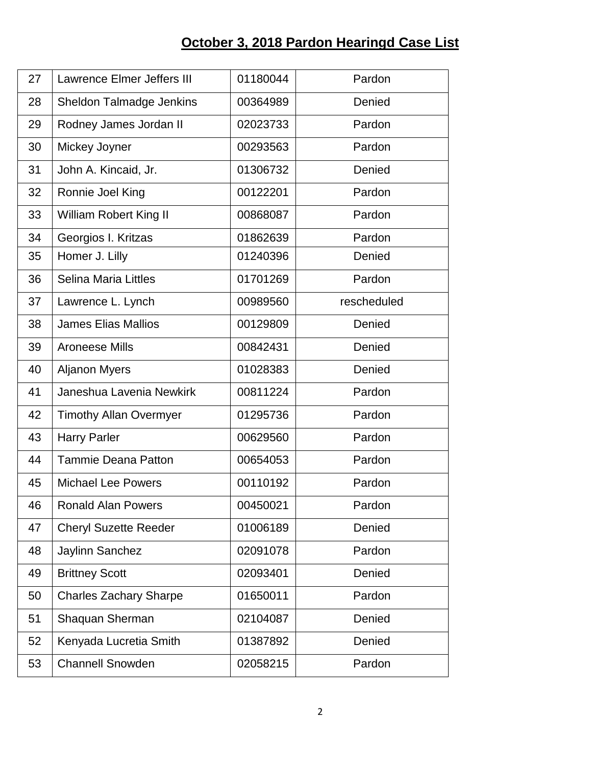## October 3, 2018 Pardon Hearingd Case List

| | | | |
|---|---|---|---|
| 27 | Lawrence Elmer Jeffers III | 01180044 | Pardon |
| 28 | Sheldon Talmadge Jenkins | 00364989 | Denied |
| 29 | Rodney James Jordan II | 02023733 | Pardon |
| 30 | Mickey Joyner | 00293563 | Pardon |
| 31 | John A. Kincaid, Jr. | 01306732 | Denied |
| 32 | Ronnie Joel King | 00122201 | Pardon |
| 33 | William Robert King II | 00868087 | Pardon |
| 34 | Georgios I. Kritzas | 01862639 | Pardon |
| 35 | Homer J. Lilly | 01240396 | Denied |
| 36 | Selina Maria Littles | 01701269 | Pardon |
| 37 | Lawrence L. Lynch | 00989560 | rescheduled |
| 38 | James Elias Mallios | 00129809 | Denied |
| 39 | Aroneese Mills | 00842431 | Denied |
| 40 | Aljanon Myers | 01028383 | Denied |
| 41 | Janeshua Lavenia Newkirk | 00811224 | Pardon |
| 42 | Timothy Allan Overmyer | 01295736 | Pardon |
| 43 | Harry Parler | 00629560 | Pardon |
| 44 | Tammie Deana Patton | 00654053 | Pardon |
| 45 | Michael Lee Powers | 00110192 | Pardon |
| 46 | Ronald Alan Powers | 00450021 | Pardon |
| 47 | Cheryl Suzette Reeder | 01006189 | Denied |
| 48 | Jaylinn Sanchez | 02091078 | Pardon |
| 49 | Brittney Scott | 02093401 | Denied |
| 50 | Charles Zachary Sharpe | 01650011 | Pardon |
| 51 | Shaquan Sherman | 02104087 | Denied |
| 52 | Kenyada Lucretia Smith | 01387892 | Denied |
| 53 | Channell Snowden | 02058215 | Pardon |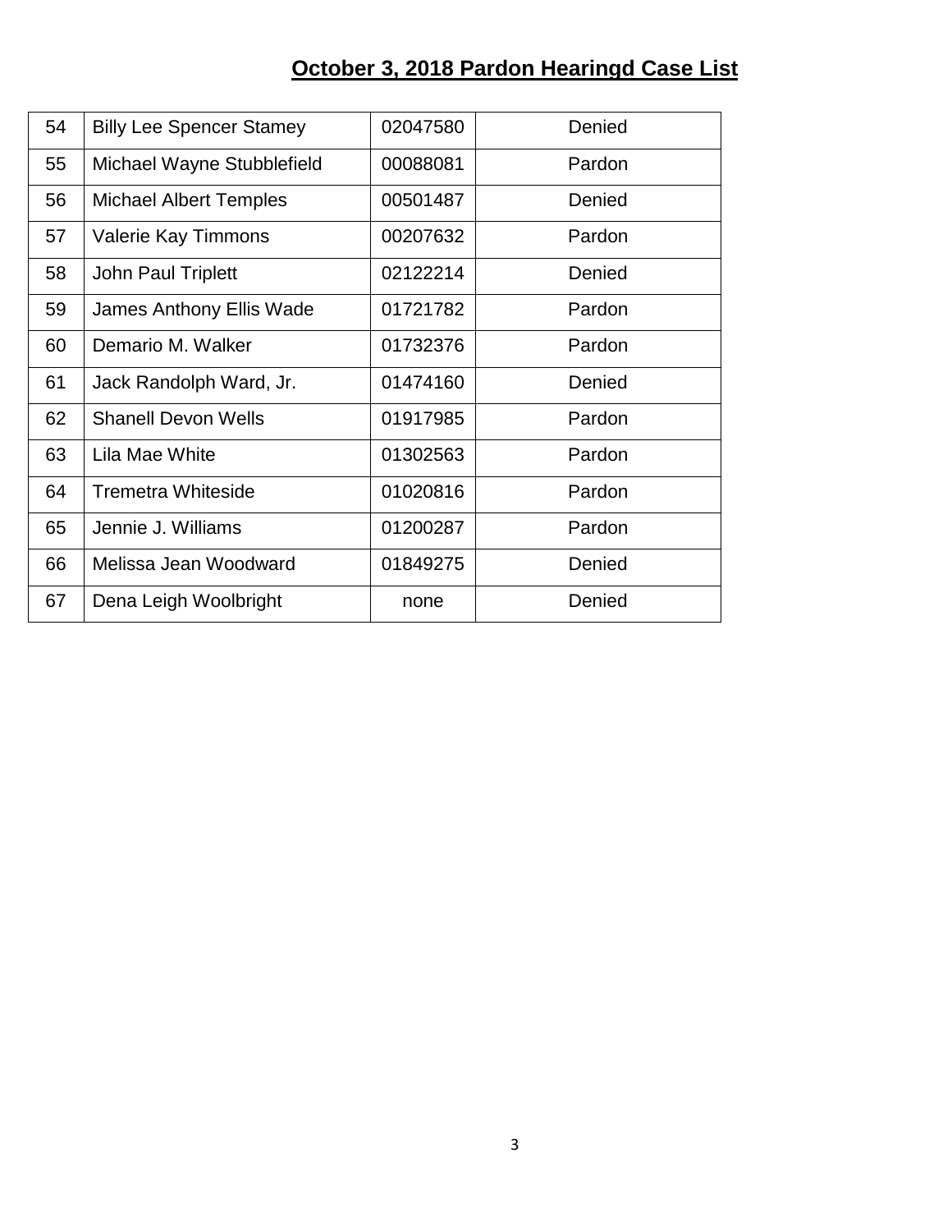# October 3, 2018 Pardon Hearingd Case List

| | | | |
|---|---|---|---|
| 54 | Billy Lee Spencer Stamey | 02047580 | Denied |
| 55 | Michael Wayne Stubblefield | 00088081 | Pardon |
| 56 | Michael Albert Temples | 00501487 | Denied |
| 57 | Valerie Kay Timmons | 00207632 | Pardon |
| 58 | John Paul Triplett | 02122214 | Denied |
| 59 | James Anthony Ellis Wade | 01721782 | Pardon |
| 60 | Demario M. Walker | 01732376 | Pardon |
| 61 | Jack Randolph Ward, Jr. | 01474160 | Denied |
| 62 | Shanell Devon Wells | 01917985 | Pardon |
| 63 | Lila Mae White | 01302563 | Pardon |
| 64 | Tremetra Whiteside | 01020816 | Pardon |
| 65 | Jennie J. Williams | 01200287 | Pardon |
| 66 | Melissa Jean Woodward | 01849275 | Denied |
| 67 | Dena Leigh Woolbright | none | Denied |